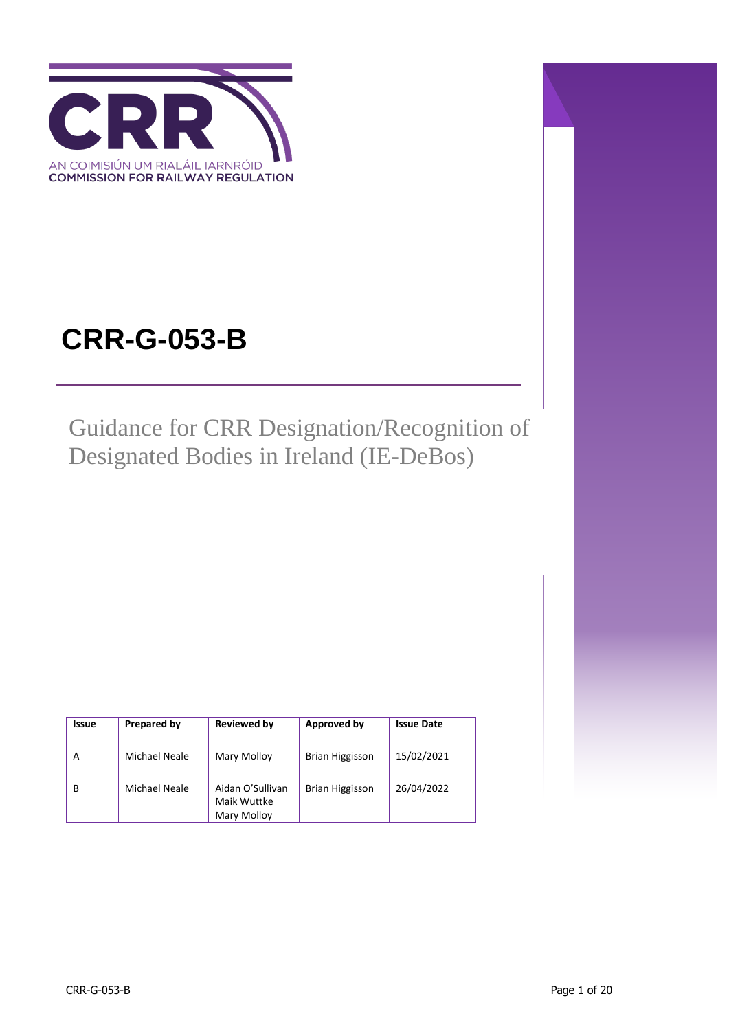AN COIMISIÚN UM RIALÁIL IARNRÓID
COMMISSION FOR RAILWAY REGULATION

# CRR-G-053-B

## Guidance for CRR Designation/Recognition of Designated Bodies in Ireland (IE-DeBos)

| Issue | Prepared by | Reviewed by | Approved by | Issue Date |
|---|---|---|---|---|
| A | Michael Neale | Mary Molloy | Brian Higgisson | 15/02/2021 |
| B | Michael Neale | Aidan O'Sullivan<br>Maik Wuttke<br>Mary Molloy | Brian Higgisson | 26/04/2022 |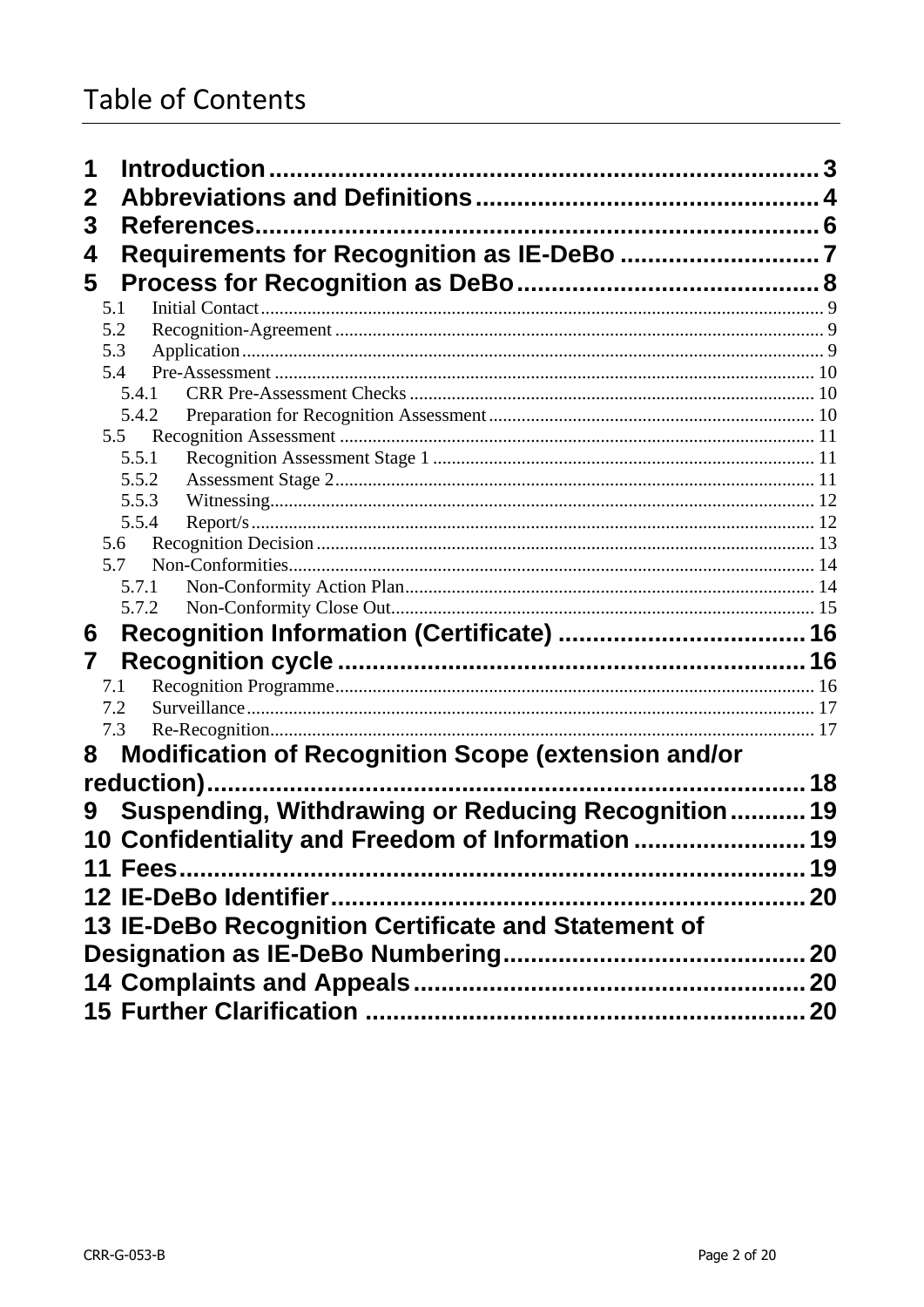# Table of Contents

1 Introduction .......... 3
2 Abbreviations and Definitions .......... 4
3 References .......... 6
4 Requirements for Recognition as IE-DeBo .......... 7
5 Process for Recognition as DeBo .......... 8
- 5.1 Initial Contact .......... 9
- 5.2 Recognition-Agreement .......... 9
- 5.3 Application .......... 9
- 5.4 Pre-Assessment .......... 10
  - 5.4.1 CRR Pre-Assessment Checks .......... 10
  - 5.4.2 Preparation for Recognition Assessment .......... 10
- 5.5 Recognition Assessment .......... 11
  - 5.5.1 Recognition Assessment Stage 1 .......... 11
  - 5.5.2 Assessment Stage 2 .......... 11
  - 5.5.3 Witnessing .......... 12
  - 5.5.4 Report/s .......... 12
- 5.6 Recognition Decision .......... 13
- 5.7 Non-Conformities .......... 14
  - 5.7.1 Non-Conformity Action Plan .......... 14
  - 5.7.2 Non-Conformity Close Out .......... 15

6 Recognition Information (Certificate) .......... 16
7 Recognition cycle .......... 16
- 7.1 Recognition Programme .......... 16
- 7.2 Surveillance .......... 17
- 7.3 Re-Recognition .......... 17

8 Modification of Recognition Scope (extension and/or reduction) .......... 18
9 Suspending, Withdrawing or Reducing Recognition .......... 19
10 Confidentiality and Freedom of Information .......... 19
11 Fees .......... 19
12 IE-DeBo Identifier .......... 20
13 IE-DeBo Recognition Certificate and Statement of Designation as IE-DeBo Numbering .......... 20
14 Complaints and Appeals .......... 20
15 Further Clarification .......... 20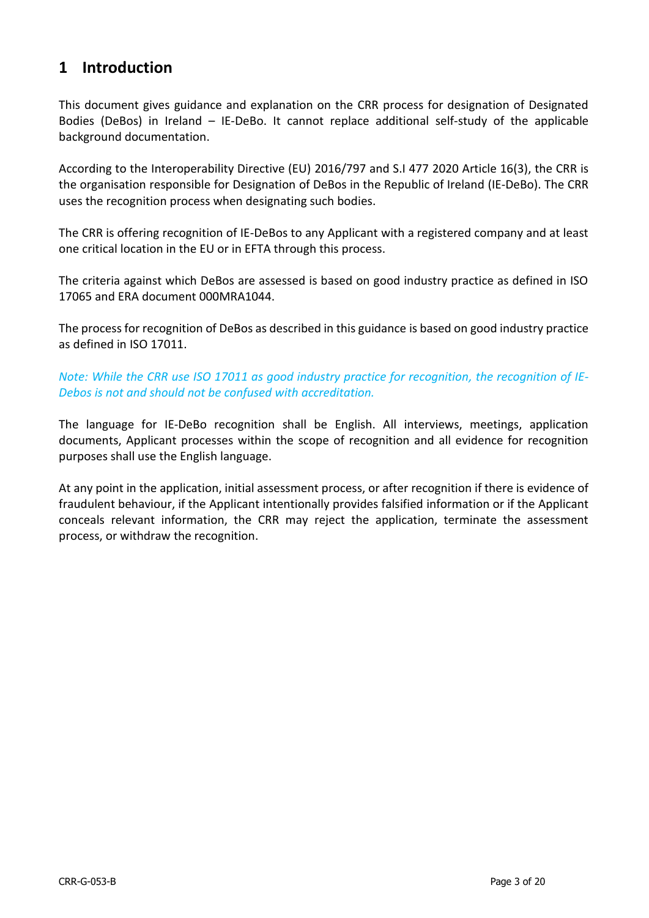# 1 Introduction

This document gives guidance and explanation on the CRR process for designation of Designated Bodies (DeBos) in Ireland – IE-DeBo. It cannot replace additional self-study of the applicable background documentation.

According to the Interoperability Directive (EU) 2016/797 and S.I 477 2020 Article 16(3), the CRR is the organisation responsible for Designation of DeBos in the Republic of Ireland (IE-DeBo). The CRR uses the recognition process when designating such bodies.

The CRR is offering recognition of IE-DeBos to any Applicant with a registered company and at least one critical location in the EU or in EFTA through this process.

The criteria against which DeBos are assessed is based on good industry practice as defined in ISO 17065 and ERA document 000MRA1044.

The process for recognition of DeBos as described in this guidance is based on good industry practice as defined in ISO 17011.

*Note: While the CRR use ISO 17011 as good industry practice for recognition, the recognition of IE-Debos is not and should not be confused with accreditation.*

The language for IE-DeBo recognition shall be English. All interviews, meetings, application documents, Applicant processes within the scope of recognition and all evidence for recognition purposes shall use the English language.

At any point in the application, initial assessment process, or after recognition if there is evidence of fraudulent behaviour, if the Applicant intentionally provides falsified information or if the Applicant conceals relevant information, the CRR may reject the application, terminate the assessment process, or withdraw the recognition.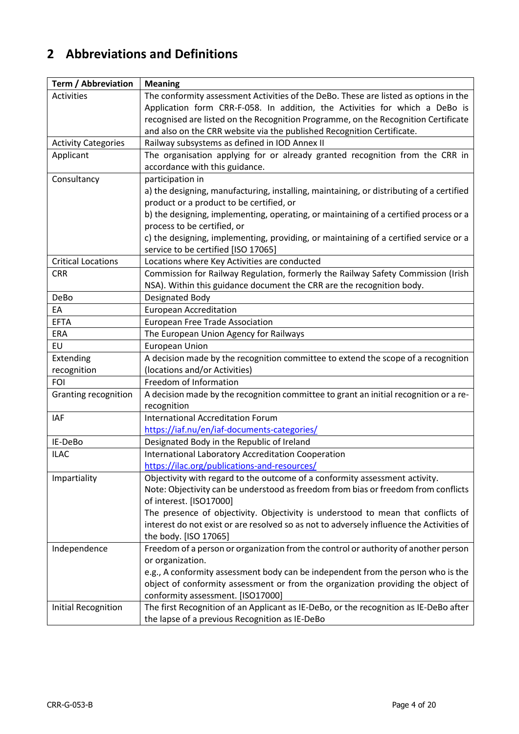## 2 Abbreviations and Definitions

| Term / Abbreviation | Meaning |
|---|---|
| Activities | The conformity assessment Activities of the DeBo. These are listed as options in the Application form CRR-F-058. In addition, the Activities for which a DeBo is recognised are listed on the Recognition Programme, on the Recognition Certificate and also on the CRR website via the published Recognition Certificate. |
| Activity Categories | Railway subsystems as defined in IOD Annex II |
| Applicant | The organisation applying for or already granted recognition from the CRR in accordance with this guidance. |
| Consultancy | participation in<br>a) the designing, manufacturing, installing, maintaining, or distributing of a certified product or a product to be certified, or<br>b) the designing, implementing, operating, or maintaining of a certified process or a process to be certified, or<br>c) the designing, implementing, providing, or maintaining of a certified service or a service to be certified [ISO 17065] |
| Critical Locations | Locations where Key Activities are conducted |
| CRR | Commission for Railway Regulation, formerly the Railway Safety Commission (Irish NSA). Within this guidance document the CRR are the recognition body. |
| DeBo | Designated Body |
| EA | European Accreditation |
| EFTA | European Free Trade Association |
| ERA | The European Union Agency for Railways |
| EU | European Union |
| Extending recognition | A decision made by the recognition committee to extend the scope of a recognition (locations and/or Activities) |
| FOI | Freedom of Information |
| Granting recognition | A decision made by the recognition committee to grant an initial recognition or a re-recognition |
| IAF | International Accreditation Forum<br>https://iaf.nu/en/iaf-documents-categories/ |
| IE-DeBo | Designated Body in the Republic of Ireland |
| ILAC | International Laboratory Accreditation Cooperation<br>https://ilac.org/publications-and-resources/ |
| Impartiality | Objectivity with regard to the outcome of a conformity assessment activity.<br>Note: Objectivity can be understood as freedom from bias or freedom from conflicts of interest. [ISO17000]<br>The presence of objectivity. Objectivity is understood to mean that conflicts of interest do not exist or are resolved so as not to adversely influence the Activities of the body. [ISO 17065] |
| Independence | Freedom of a person or organization from the control or authority of another person or organization.<br>e.g., A conformity assessment body can be independent from the person who is the object of conformity assessment or from the organization providing the object of conformity assessment. [ISO17000] |
| Initial Recognition | The first Recognition of an Applicant as IE-DeBo, or the recognition as IE-DeBo after the lapse of a previous Recognition as IE-DeBo |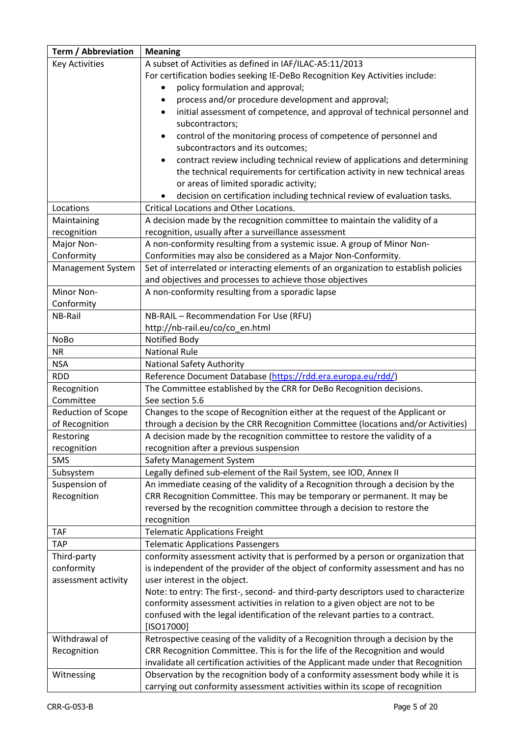| Term / Abbreviation | Meaning |
|---|---|
| Key Activities | A subset of Activities as defined in IAF/ILAC-A5:11/2013<br>For certification bodies seeking IE-DeBo Recognition Key Activities include:<br>• policy formulation and approval;<br>• process and/or procedure development and approval;<br>• initial assessment of competence, and approval of technical personnel and subcontractors;<br>• control of the monitoring process of competence of personnel and subcontractors and its outcomes;<br>• contract review including technical review of applications and determining the technical requirements for certification activity in new technical areas or areas of limited sporadic activity;<br>• decision on certification including technical review of evaluation tasks. |
| Locations | Critical Locations and Other Locations. |
| Maintaining recognition | A decision made by the recognition committee to maintain the validity of a recognition, usually after a surveillance assessment |
| Major Non-Conformity | A non-conformity resulting from a systemic issue. A group of Minor Non-Conformities may also be considered as a Major Non-Conformity. |
| Management System | Set of interrelated or interacting elements of an organization to establish policies and objectives and processes to achieve those objectives |
| Minor Non-Conformity | A non-conformity resulting from a sporadic lapse |
| NB-Rail | NB-RAIL – Recommendation For Use (RFU)<br>http://nb-rail.eu/co/co_en.html |
| NoBo | Notified Body |
| NR | National Rule |
| NSA | National Safety Authority |
| RDD | Reference Document Database (https://rdd.era.europa.eu/rdd/) |
| Recognition Committee | The Committee established by the CRR for DeBo Recognition decisions.<br>See section 5.6 |
| Reduction of Scope of Recognition | Changes to the scope of Recognition either at the request of the Applicant or through a decision by the CRR Recognition Committee (locations and/or Activities) |
| Restoring recognition | A decision made by the recognition committee to restore the validity of a recognition after a previous suspension |
| SMS | Safety Management System |
| Subsystem | Legally defined sub-element of the Rail System, see IOD, Annex II |
| Suspension of Recognition | An immediate ceasing of the validity of a Recognition through a decision by the CRR Recognition Committee. This may be temporary or permanent. It may be reversed by the recognition committee through a decision to restore the recognition |
| TAF | Telematic Applications Freight |
| TAP | Telematic Applications Passengers |
| Third-party conformity assessment activity | conformity assessment activity that is performed by a person or organization that is independent of the provider of the object of conformity assessment and has no user interest in the object.<br>Note: to entry: The first-, second- and third-party descriptors used to characterize conformity assessment activities in relation to a given object are not to be confused with the legal identification of the relevant parties to a contract. [ISO17000] |
| Withdrawal of Recognition | Retrospective ceasing of the validity of a Recognition through a decision by the CRR Recognition Committee. This is for the life of the Recognition and would invalidate all certification activities of the Applicant made under that Recognition |
| Witnessing | Observation by the recognition body of a conformity assessment body while it is carrying out conformity assessment activities within its scope of recognition |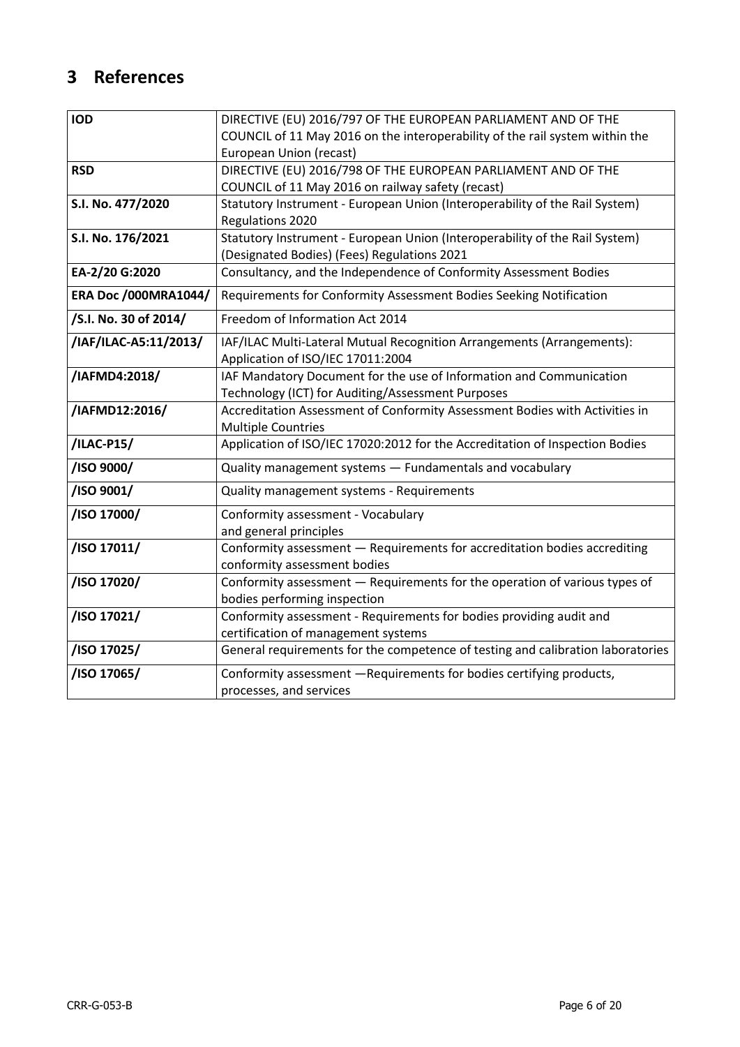# 3 References

| | |
|---|---|
| **IOD** | DIRECTIVE (EU) 2016/797 OF THE EUROPEAN PARLIAMENT AND OF THE COUNCIL of 11 May 2016 on the interoperability of the rail system within the European Union (recast) |
| **RSD** | DIRECTIVE (EU) 2016/798 OF THE EUROPEAN PARLIAMENT AND OF THE COUNCIL of 11 May 2016 on railway safety (recast) |
| **S.I. No. 477/2020** | Statutory Instrument - European Union (Interoperability of the Rail System) Regulations 2020 |
| **S.I. No. 176/2021** | Statutory Instrument - European Union (Interoperability of the Rail System) (Designated Bodies) (Fees) Regulations 2021 |
| **EA-2/20 G:2020** | Consultancy, and the Independence of Conformity Assessment Bodies |
| **ERA Doc /000MRA1044/** | Requirements for Conformity Assessment Bodies Seeking Notification |
| **/S.I. No. 30 of 2014/** | Freedom of Information Act 2014 |
| **/IAF/ILAC-A5:11/2013/** | IAF/ILAC Multi-Lateral Mutual Recognition Arrangements (Arrangements): Application of ISO/IEC 17011:2004 |
| **/IAFMD4:2018/** | IAF Mandatory Document for the use of Information and Communication Technology (ICT) for Auditing/Assessment Purposes |
| **/IAFMD12:2016/** | Accreditation Assessment of Conformity Assessment Bodies with Activities in Multiple Countries |
| **/ILAC-P15/** | Application of ISO/IEC 17020:2012 for the Accreditation of Inspection Bodies |
| **/ISO 9000/** | Quality management systems — Fundamentals and vocabulary |
| **/ISO 9001/** | Quality management systems - Requirements |
| **/ISO 17000/** | Conformity assessment - Vocabulary and general principles |
| **/ISO 17011/** | Conformity assessment — Requirements for accreditation bodies accrediting conformity assessment bodies |
| **/ISO 17020/** | Conformity assessment — Requirements for the operation of various types of bodies performing inspection |
| **/ISO 17021/** | Conformity assessment - Requirements for bodies providing audit and certification of management systems |
| **/ISO 17025/** | General requirements for the competence of testing and calibration laboratories |
| **/ISO 17065/** | Conformity assessment —Requirements for bodies certifying products, processes, and services |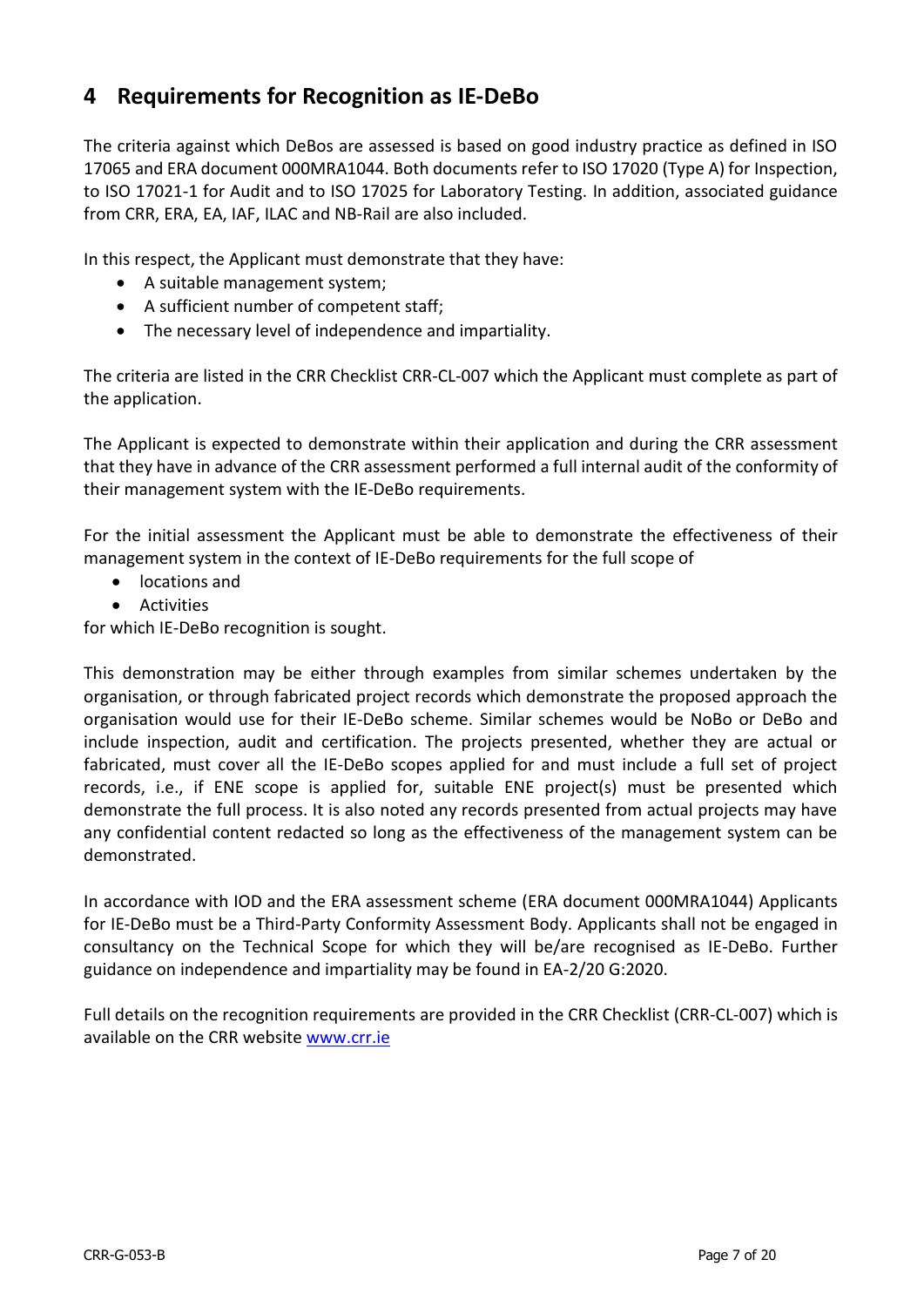## 4 Requirements for Recognition as IE-DeBo

The criteria against which DeBos are assessed is based on good industry practice as defined in ISO 17065 and ERA document 000MRA1044. Both documents refer to ISO 17020 (Type A) for Inspection, to ISO 17021-1 for Audit and to ISO 17025 for Laboratory Testing. In addition, associated guidance from CRR, ERA, EA, IAF, ILAC and NB-Rail are also included.

In this respect, the Applicant must demonstrate that they have:

- A suitable management system;
- A sufficient number of competent staff;
- The necessary level of independence and impartiality.

The criteria are listed in the CRR Checklist CRR-CL-007 which the Applicant must complete as part of the application.

The Applicant is expected to demonstrate within their application and during the CRR assessment that they have in advance of the CRR assessment performed a full internal audit of the conformity of their management system with the IE-DeBo requirements.

For the initial assessment the Applicant must be able to demonstrate the effectiveness of their management system in the context of IE-DeBo requirements for the full scope of

- locations and
- Activities

for which IE-DeBo recognition is sought.

This demonstration may be either through examples from similar schemes undertaken by the organisation, or through fabricated project records which demonstrate the proposed approach the organisation would use for their IE-DeBo scheme. Similar schemes would be NoBo or DeBo and include inspection, audit and certification. The projects presented, whether they are actual or fabricated, must cover all the IE-DeBo scopes applied for and must include a full set of project records, i.e., if ENE scope is applied for, suitable ENE project(s) must be presented which demonstrate the full process. It is also noted any records presented from actual projects may have any confidential content redacted so long as the effectiveness of the management system can be demonstrated.

In accordance with IOD and the ERA assessment scheme (ERA document 000MRA1044) Applicants for IE-DeBo must be a Third-Party Conformity Assessment Body. Applicants shall not be engaged in consultancy on the Technical Scope for which they will be/are recognised as IE-DeBo. Further guidance on independence and impartiality may be found in EA-2/20 G:2020.

Full details on the recognition requirements are provided in the CRR Checklist (CRR-CL-007) which is available on the CRR website [www.crr.ie](www.crr.ie)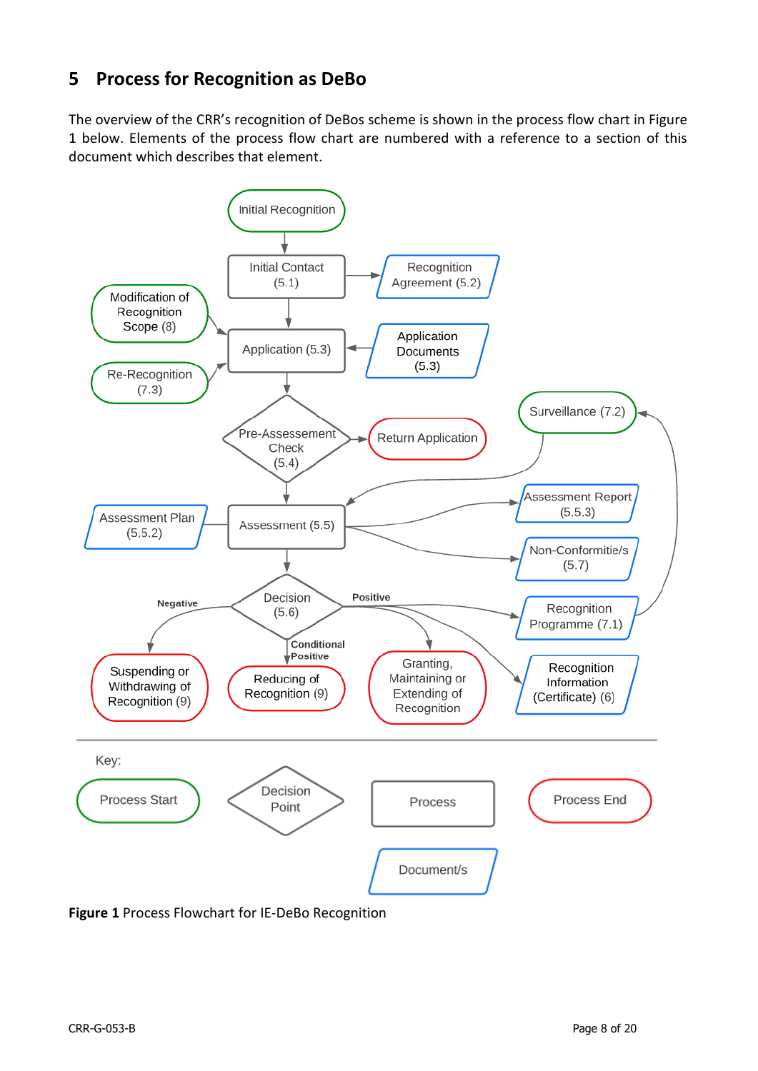# 5 Process for Recognition as DeBo

The overview of the CRR's recognition of DeBos scheme is shown in the process flow chart in Figure 1 below. Elements of the process flow chart are numbered with a reference to a section of this document which describes that element.

**Figure 1** Process Flowchart for IE-DeBo Recognition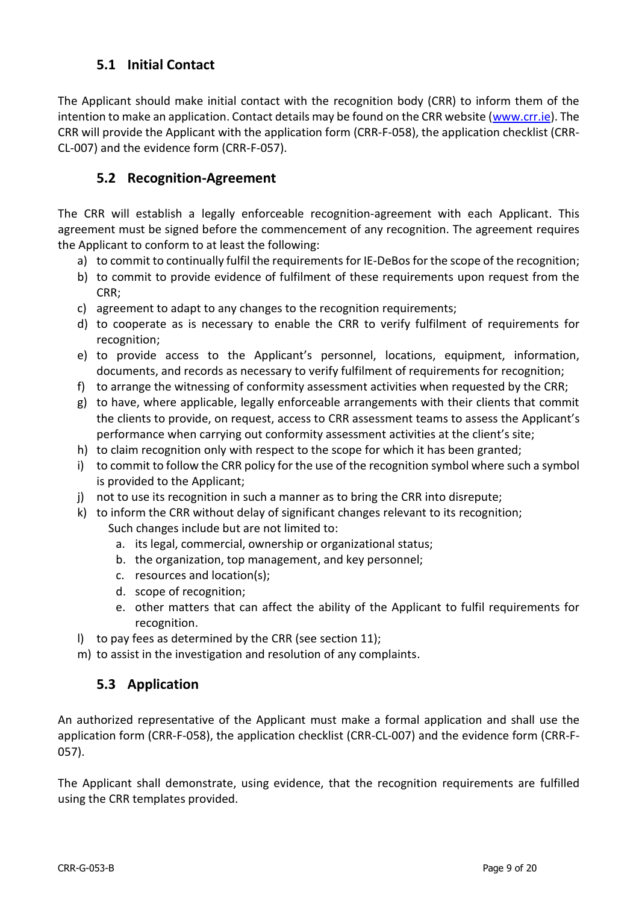## 5.1 Initial Contact

The Applicant should make initial contact with the recognition body (CRR) to inform them of the intention to make an application. Contact details may be found on the CRR website (www.crr.ie). The CRR will provide the Applicant with the application form (CRR-F-058), the application checklist (CRR-CL-007) and the evidence form (CRR-F-057).

## 5.2 Recognition-Agreement

The CRR will establish a legally enforceable recognition-agreement with each Applicant. This agreement must be signed before the commencement of any recognition. The agreement requires the Applicant to conform to at least the following:

a) to commit to continually fulfil the requirements for IE-DeBos for the scope of the recognition;
b) to commit to provide evidence of fulfilment of these requirements upon request from the CRR;
c) agreement to adapt to any changes to the recognition requirements;
d) to cooperate as is necessary to enable the CRR to verify fulfilment of requirements for recognition;
e) to provide access to the Applicant's personnel, locations, equipment, information, documents, and records as necessary to verify fulfilment of requirements for recognition;
f) to arrange the witnessing of conformity assessment activities when requested by the CRR;
g) to have, where applicable, legally enforceable arrangements with their clients that commit the clients to provide, on request, access to CRR assessment teams to assess the Applicant's performance when carrying out conformity assessment activities at the client's site;
h) to claim recognition only with respect to the scope for which it has been granted;
i) to commit to follow the CRR policy for the use of the recognition symbol where such a symbol is provided to the Applicant;
j) not to use its recognition in such a manner as to bring the CRR into disrepute;
k) to inform the CRR without delay of significant changes relevant to its recognition;
   Such changes include but are not limited to:
   a. its legal, commercial, ownership or organizational status;
   b. the organization, top management, and key personnel;
   c. resources and location(s);
   d. scope of recognition;
   e. other matters that can affect the ability of the Applicant to fulfil requirements for recognition.
l) to pay fees as determined by the CRR (see section 11);
m) to assist in the investigation and resolution of any complaints.

## 5.3 Application

An authorized representative of the Applicant must make a formal application and shall use the application form (CRR-F-058), the application checklist (CRR-CL-007) and the evidence form (CRR-F-057).

The Applicant shall demonstrate, using evidence, that the recognition requirements are fulfilled using the CRR templates provided.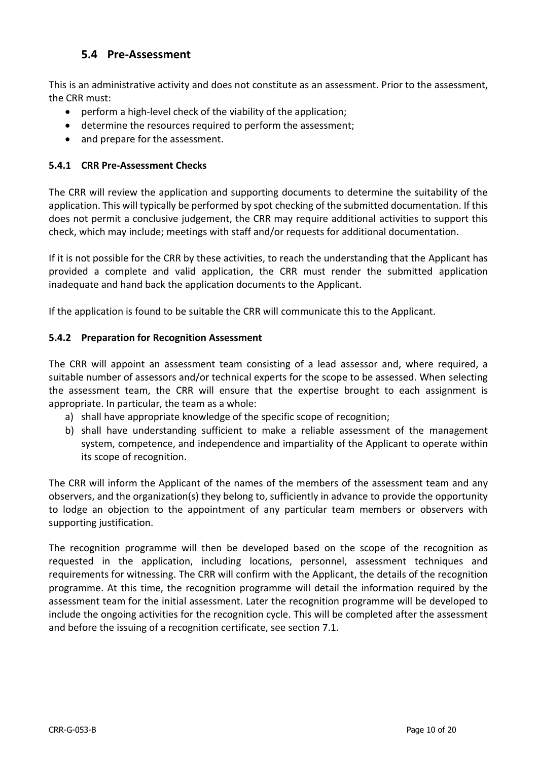## 5.4 Pre-Assessment

This is an administrative activity and does not constitute as an assessment. Prior to the assessment, the CRR must:

- perform a high-level check of the viability of the application;
- determine the resources required to perform the assessment;
- and prepare for the assessment.

### 5.4.1 CRR Pre-Assessment Checks

The CRR will review the application and supporting documents to determine the suitability of the application. This will typically be performed by spot checking of the submitted documentation. If this does not permit a conclusive judgement, the CRR may require additional activities to support this check, which may include; meetings with staff and/or requests for additional documentation.

If it is not possible for the CRR by these activities, to reach the understanding that the Applicant has provided a complete and valid application, the CRR must render the submitted application inadequate and hand back the application documents to the Applicant.

If the application is found to be suitable the CRR will communicate this to the Applicant.

### 5.4.2 Preparation for Recognition Assessment

The CRR will appoint an assessment team consisting of a lead assessor and, where required, a suitable number of assessors and/or technical experts for the scope to be assessed. When selecting the assessment team, the CRR will ensure that the expertise brought to each assignment is appropriate. In particular, the team as a whole:

a) shall have appropriate knowledge of the specific scope of recognition;
b) shall have understanding sufficient to make a reliable assessment of the management system, competence, and independence and impartiality of the Applicant to operate within its scope of recognition.

The CRR will inform the Applicant of the names of the members of the assessment team and any observers, and the organization(s) they belong to, sufficiently in advance to provide the opportunity to lodge an objection to the appointment of any particular team members or observers with supporting justification.

The recognition programme will then be developed based on the scope of the recognition as requested in the application, including locations, personnel, assessment techniques and requirements for witnessing. The CRR will confirm with the Applicant, the details of the recognition programme. At this time, the recognition programme will detail the information required by the assessment team for the initial assessment. Later the recognition programme will be developed to include the ongoing activities for the recognition cycle. This will be completed after the assessment and before the issuing of a recognition certificate, see section 7.1.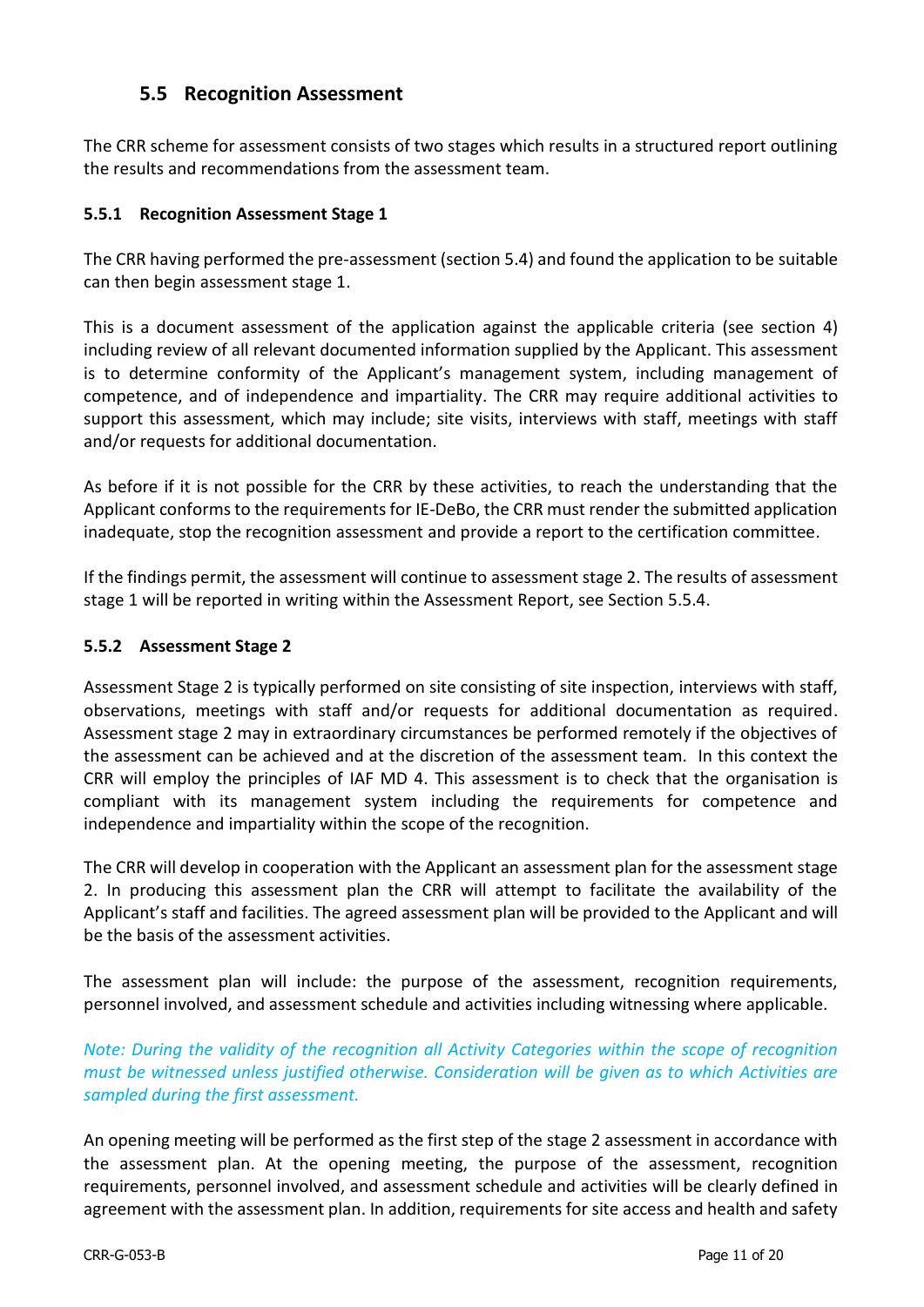## 5.5 Recognition Assessment

The CRR scheme for assessment consists of two stages which results in a structured report outlining the results and recommendations from the assessment team.

### 5.5.1 Recognition Assessment Stage 1

The CRR having performed the pre-assessment (section 5.4) and found the application to be suitable can then begin assessment stage 1.

This is a document assessment of the application against the applicable criteria (see section 4) including review of all relevant documented information supplied by the Applicant. This assessment is to determine conformity of the Applicant's management system, including management of competence, and of independence and impartiality. The CRR may require additional activities to support this assessment, which may include; site visits, interviews with staff, meetings with staff and/or requests for additional documentation.

As before if it is not possible for the CRR by these activities, to reach the understanding that the Applicant conforms to the requirements for IE-DeBo, the CRR must render the submitted application inadequate, stop the recognition assessment and provide a report to the certification committee.

If the findings permit, the assessment will continue to assessment stage 2. The results of assessment stage 1 will be reported in writing within the Assessment Report, see Section 5.5.4.

### 5.5.2 Assessment Stage 2

Assessment Stage 2 is typically performed on site consisting of site inspection, interviews with staff, observations, meetings with staff and/or requests for additional documentation as required. Assessment stage 2 may in extraordinary circumstances be performed remotely if the objectives of the assessment can be achieved and at the discretion of the assessment team. In this context the CRR will employ the principles of IAF MD 4. This assessment is to check that the organisation is compliant with its management system including the requirements for competence and independence and impartiality within the scope of the recognition.

The CRR will develop in cooperation with the Applicant an assessment plan for the assessment stage 2. In producing this assessment plan the CRR will attempt to facilitate the availability of the Applicant's staff and facilities. The agreed assessment plan will be provided to the Applicant and will be the basis of the assessment activities.

The assessment plan will include: the purpose of the assessment, recognition requirements, personnel involved, and assessment schedule and activities including witnessing where applicable.

*Note: During the validity of the recognition all Activity Categories within the scope of recognition must be witnessed unless justified otherwise. Consideration will be given as to which Activities are sampled during the first assessment.*

An opening meeting will be performed as the first step of the stage 2 assessment in accordance with the assessment plan. At the opening meeting, the purpose of the assessment, recognition requirements, personnel involved, and assessment schedule and activities will be clearly defined in agreement with the assessment plan. In addition, requirements for site access and health and safety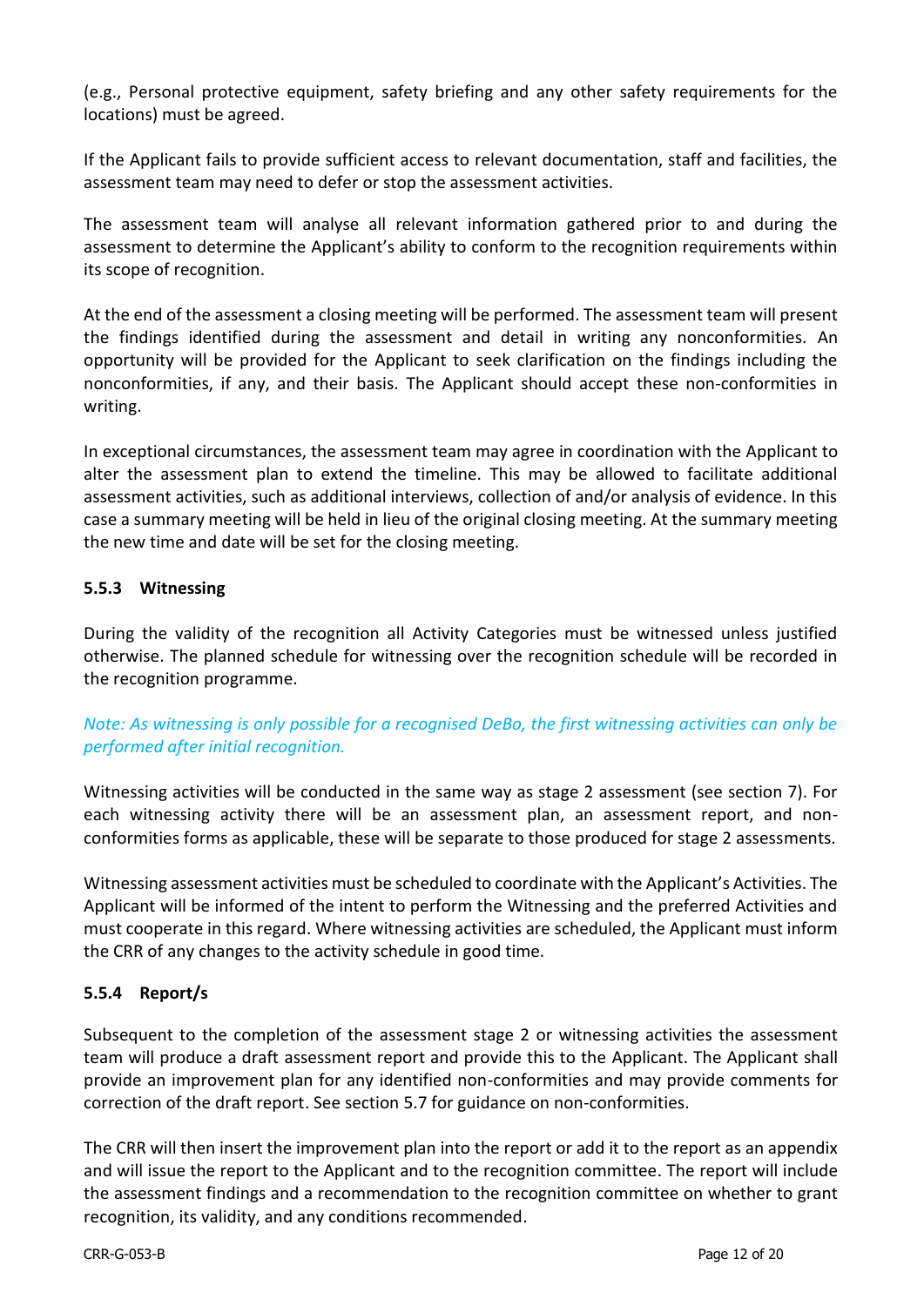(e.g., Personal protective equipment, safety briefing and any other safety requirements for the locations) must be agreed.

If the Applicant fails to provide sufficient access to relevant documentation, staff and facilities, the assessment team may need to defer or stop the assessment activities.

The assessment team will analyse all relevant information gathered prior to and during the assessment to determine the Applicant's ability to conform to the recognition requirements within its scope of recognition.

At the end of the assessment a closing meeting will be performed. The assessment team will present the findings identified during the assessment and detail in writing any nonconformities. An opportunity will be provided for the Applicant to seek clarification on the findings including the nonconformities, if any, and their basis. The Applicant should accept these non-conformities in writing.

In exceptional circumstances, the assessment team may agree in coordination with the Applicant to alter the assessment plan to extend the timeline. This may be allowed to facilitate additional assessment activities, such as additional interviews, collection of and/or analysis of evidence. In this case a summary meeting will be held in lieu of the original closing meeting. At the summary meeting the new time and date will be set for the closing meeting.

### 5.5.3 Witnessing

During the validity of the recognition all Activity Categories must be witnessed unless justified otherwise. The planned schedule for witnessing over the recognition schedule will be recorded in the recognition programme.

*Note: As witnessing is only possible for a recognised DeBo, the first witnessing activities can only be performed after initial recognition.*

Witnessing activities will be conducted in the same way as stage 2 assessment (see section 7). For each witnessing activity there will be an assessment plan, an assessment report, and non-conformities forms as applicable, these will be separate to those produced for stage 2 assessments.

Witnessing assessment activities must be scheduled to coordinate with the Applicant's Activities. The Applicant will be informed of the intent to perform the Witnessing and the preferred Activities and must cooperate in this regard. Where witnessing activities are scheduled, the Applicant must inform the CRR of any changes to the activity schedule in good time.

### 5.5.4 Report/s

Subsequent to the completion of the assessment stage 2 or witnessing activities the assessment team will produce a draft assessment report and provide this to the Applicant. The Applicant shall provide an improvement plan for any identified non-conformities and may provide comments for correction of the draft report. See section 5.7 for guidance on non-conformities.

The CRR will then insert the improvement plan into the report or add it to the report as an appendix and will issue the report to the Applicant and to the recognition committee. The report will include the assessment findings and a recommendation to the recognition committee on whether to grant recognition, its validity, and any conditions recommended.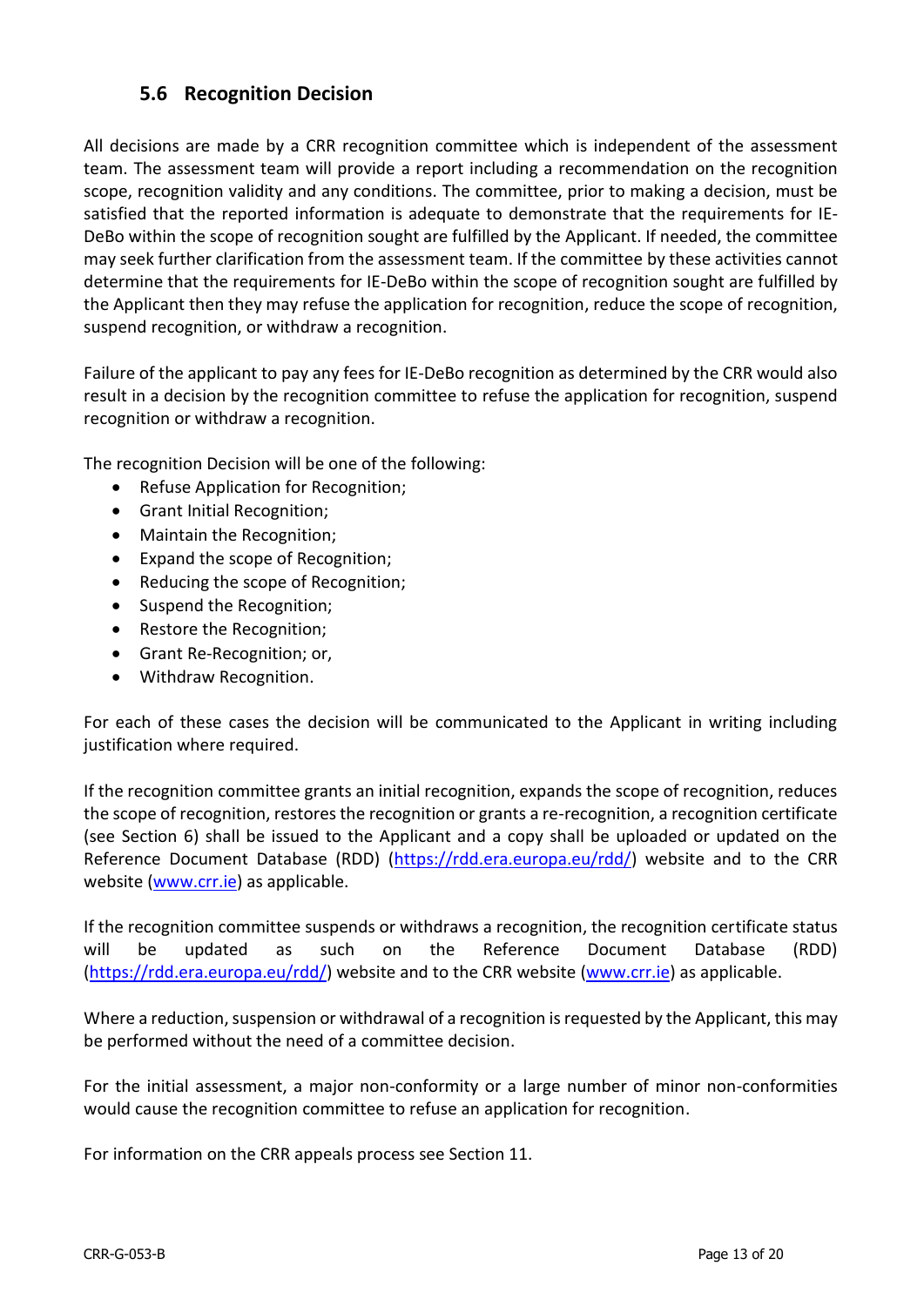## 5.6 Recognition Decision

All decisions are made by a CRR recognition committee which is independent of the assessment team. The assessment team will provide a report including a recommendation on the recognition scope, recognition validity and any conditions. The committee, prior to making a decision, must be satisfied that the reported information is adequate to demonstrate that the requirements for IE-DeBo within the scope of recognition sought are fulfilled by the Applicant. If needed, the committee may seek further clarification from the assessment team. If the committee by these activities cannot determine that the requirements for IE-DeBo within the scope of recognition sought are fulfilled by the Applicant then they may refuse the application for recognition, reduce the scope of recognition, suspend recognition, or withdraw a recognition.

Failure of the applicant to pay any fees for IE-DeBo recognition as determined by the CRR would also result in a decision by the recognition committee to refuse the application for recognition, suspend recognition or withdraw a recognition.

The recognition Decision will be one of the following:

- Refuse Application for Recognition;
- Grant Initial Recognition;
- Maintain the Recognition;
- Expand the scope of Recognition;
- Reducing the scope of Recognition;
- Suspend the Recognition;
- Restore the Recognition;
- Grant Re-Recognition; or,
- Withdraw Recognition.

For each of these cases the decision will be communicated to the Applicant in writing including justification where required.

If the recognition committee grants an initial recognition, expands the scope of recognition, reduces the scope of recognition, restores the recognition or grants a re-recognition, a recognition certificate (see Section 6) shall be issued to the Applicant and a copy shall be uploaded or updated on the Reference Document Database (RDD) (https://rdd.era.europa.eu/rdd/) website and to the CRR website (www.crr.ie) as applicable.

If the recognition committee suspends or withdraws a recognition, the recognition certificate status will be updated as such on the Reference Document Database (RDD) (https://rdd.era.europa.eu/rdd/) website and to the CRR website (www.crr.ie) as applicable.

Where a reduction, suspension or withdrawal of a recognition is requested by the Applicant, this may be performed without the need of a committee decision.

For the initial assessment, a major non-conformity or a large number of minor non-conformities would cause the recognition committee to refuse an application for recognition.

For information on the CRR appeals process see Section 11.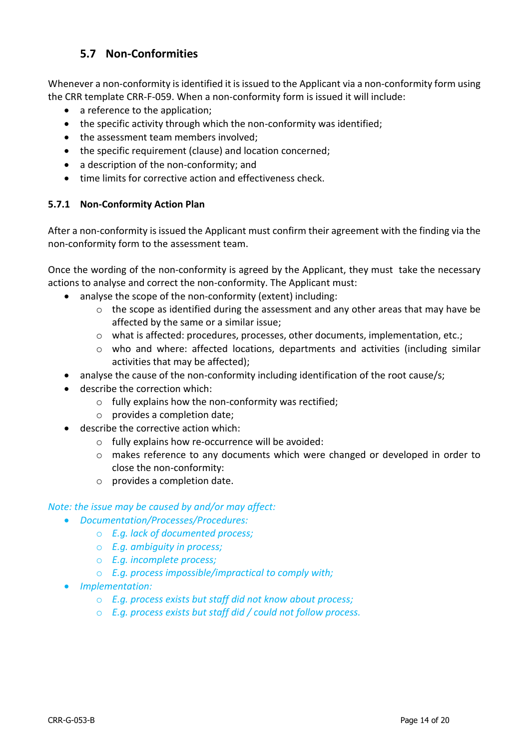## 5.7 Non-Conformities

Whenever a non-conformity is identified it is issued to the Applicant via a non-conformity form using the CRR template CRR-F-059. When a non-conformity form is issued it will include:

- a reference to the application;
- the specific activity through which the non-conformity was identified;
- the assessment team members involved;
- the specific requirement (clause) and location concerned;
- a description of the non-conformity; and
- time limits for corrective action and effectiveness check.

### 5.7.1 Non-Conformity Action Plan

After a non-conformity is issued the Applicant must confirm their agreement with the finding via the non-conformity form to the assessment team.

Once the wording of the non-conformity is agreed by the Applicant, they must take the necessary actions to analyse and correct the non-conformity. The Applicant must:

- analyse the scope of the non-conformity (extent) including:
    - the scope as identified during the assessment and any other areas that may have be affected by the same or a similar issue;
    - what is affected: procedures, processes, other documents, implementation, etc.;
    - who and where: affected locations, departments and activities (including similar activities that may be affected);
- analyse the cause of the non-conformity including identification of the root cause/s;
- describe the correction which:
    - fully explains how the non-conformity was rectified;
    - provides a completion date;
- describe the corrective action which:
    - fully explains how re-occurrence will be avoided:
    - makes reference to any documents which were changed or developed in order to close the non-conformity:
    - provides a completion date.

*Note: the issue may be caused by and/or may affect:*

- *Documentation/Processes/Procedures:*
    - *E.g. lack of documented process;*
    - *E.g. ambiguity in process;*
    - *E.g. incomplete process;*
    - *E.g. process impossible/impractical to comply with;*
- *Implementation:*
    - *E.g. process exists but staff did not know about process;*
    - *E.g. process exists but staff did / could not follow process.*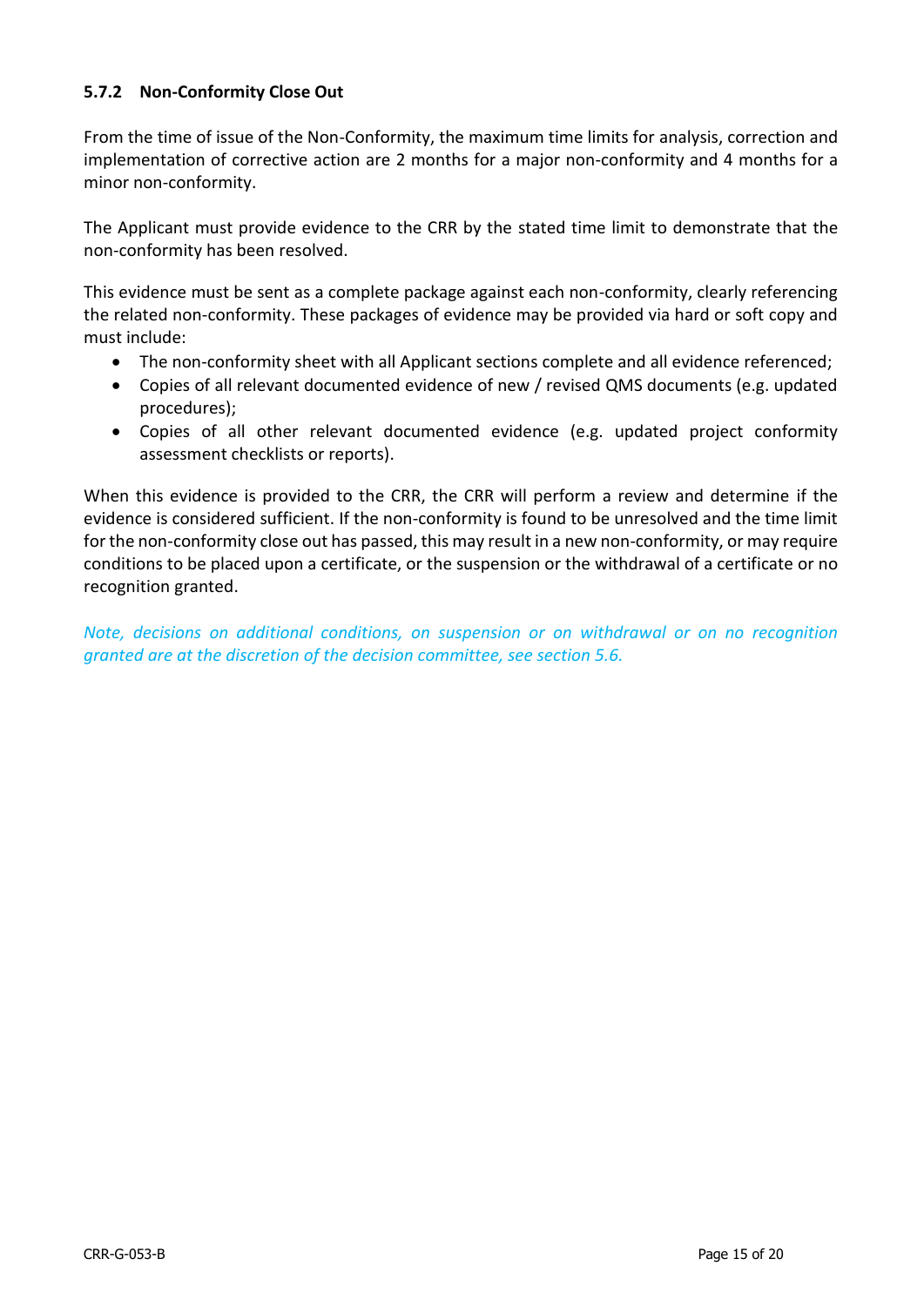#### 5.7.2 Non-Conformity Close Out

From the time of issue of the Non-Conformity, the maximum time limits for analysis, correction and implementation of corrective action are 2 months for a major non-conformity and 4 months for a minor non-conformity.

The Applicant must provide evidence to the CRR by the stated time limit to demonstrate that the non-conformity has been resolved.

This evidence must be sent as a complete package against each non-conformity, clearly referencing the related non-conformity. These packages of evidence may be provided via hard or soft copy and must include:

- The non-conformity sheet with all Applicant sections complete and all evidence referenced;
- Copies of all relevant documented evidence of new / revised QMS documents (e.g. updated procedures);
- Copies of all other relevant documented evidence (e.g. updated project conformity assessment checklists or reports).

When this evidence is provided to the CRR, the CRR will perform a review and determine if the evidence is considered sufficient. If the non-conformity is found to be unresolved and the time limit for the non-conformity close out has passed, this may result in a new non-conformity, or may require conditions to be placed upon a certificate, or the suspension or the withdrawal of a certificate or no recognition granted.

*Note, decisions on additional conditions, on suspension or on withdrawal or on no recognition granted are at the discretion of the decision committee, see section 5.6.*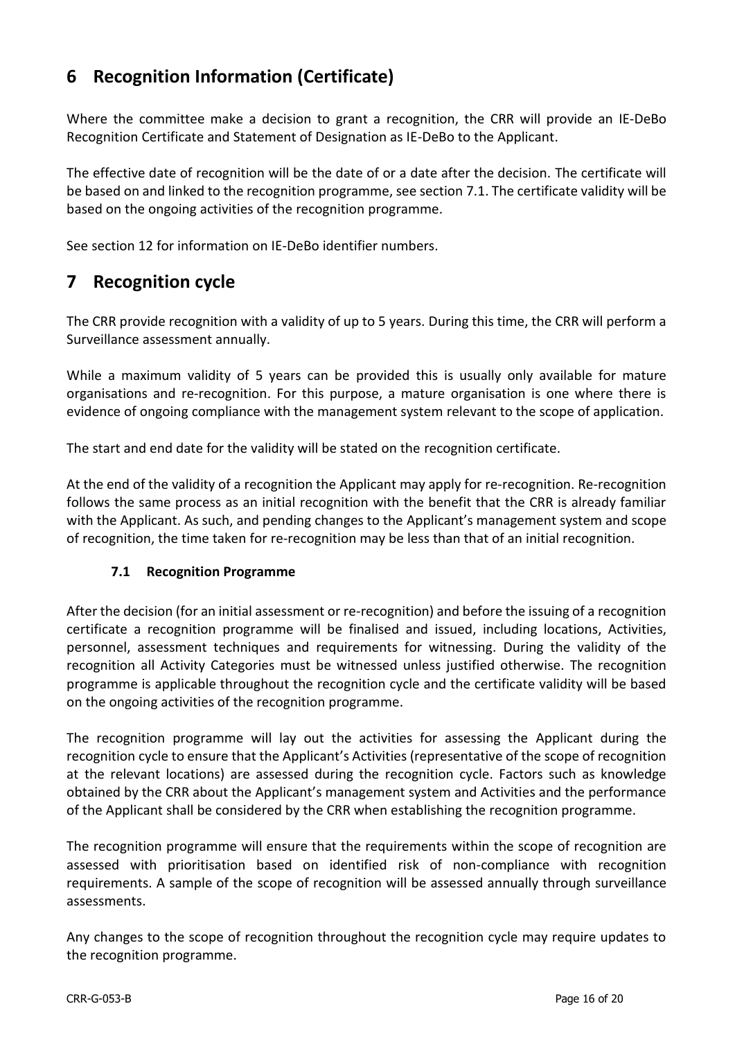# 6 Recognition Information (Certificate)

Where the committee make a decision to grant a recognition, the CRR will provide an IE-DeBo Recognition Certificate and Statement of Designation as IE-DeBo to the Applicant.

The effective date of recognition will be the date of or a date after the decision. The certificate will be based on and linked to the recognition programme, see section 7.1. The certificate validity will be based on the ongoing activities of the recognition programme.

See section 12 for information on IE-DeBo identifier numbers.

# 7 Recognition cycle

The CRR provide recognition with a validity of up to 5 years. During this time, the CRR will perform a Surveillance assessment annually.

While a maximum validity of 5 years can be provided this is usually only available for mature organisations and re-recognition. For this purpose, a mature organisation is one where there is evidence of ongoing compliance with the management system relevant to the scope of application.

The start and end date for the validity will be stated on the recognition certificate.

At the end of the validity of a recognition the Applicant may apply for re-recognition. Re-recognition follows the same process as an initial recognition with the benefit that the CRR is already familiar with the Applicant. As such, and pending changes to the Applicant's management system and scope of recognition, the time taken for re-recognition may be less than that of an initial recognition.

## 7.1 Recognition Programme

After the decision (for an initial assessment or re-recognition) and before the issuing of a recognition certificate a recognition programme will be finalised and issued, including locations, Activities, personnel, assessment techniques and requirements for witnessing. During the validity of the recognition all Activity Categories must be witnessed unless justified otherwise. The recognition programme is applicable throughout the recognition cycle and the certificate validity will be based on the ongoing activities of the recognition programme.

The recognition programme will lay out the activities for assessing the Applicant during the recognition cycle to ensure that the Applicant's Activities (representative of the scope of recognition at the relevant locations) are assessed during the recognition cycle. Factors such as knowledge obtained by the CRR about the Applicant's management system and Activities and the performance of the Applicant shall be considered by the CRR when establishing the recognition programme.

The recognition programme will ensure that the requirements within the scope of recognition are assessed with prioritisation based on identified risk of non-compliance with recognition requirements. A sample of the scope of recognition will be assessed annually through surveillance assessments.

Any changes to the scope of recognition throughout the recognition cycle may require updates to the recognition programme.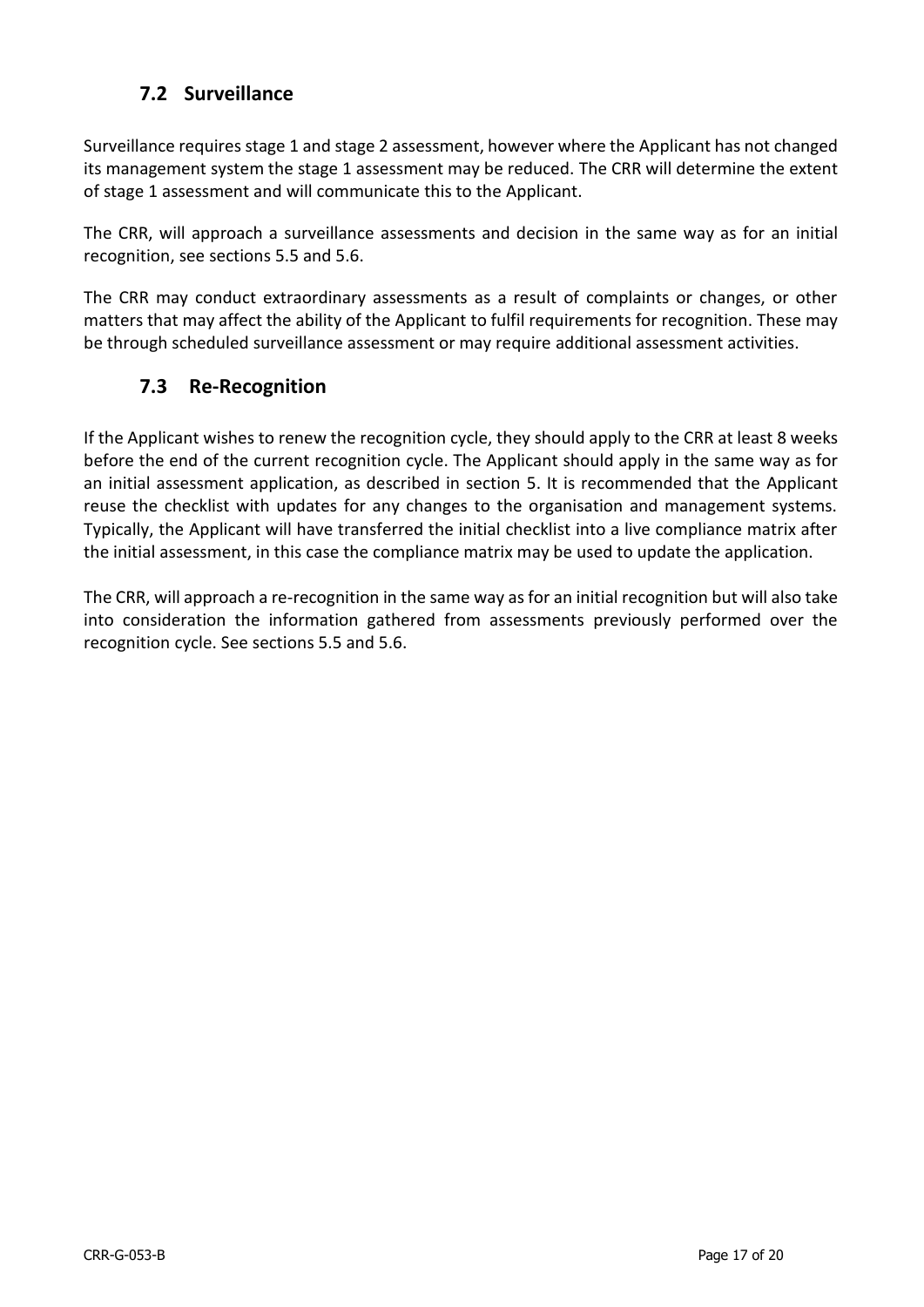## 7.2 Surveillance

Surveillance requires stage 1 and stage 2 assessment, however where the Applicant has not changed its management system the stage 1 assessment may be reduced. The CRR will determine the extent of stage 1 assessment and will communicate this to the Applicant.

The CRR, will approach a surveillance assessments and decision in the same way as for an initial recognition, see sections 5.5 and 5.6.

The CRR may conduct extraordinary assessments as a result of complaints or changes, or other matters that may affect the ability of the Applicant to fulfil requirements for recognition. These may be through scheduled surveillance assessment or may require additional assessment activities.

## 7.3 Re-Recognition

If the Applicant wishes to renew the recognition cycle, they should apply to the CRR at least 8 weeks before the end of the current recognition cycle. The Applicant should apply in the same way as for an initial assessment application, as described in section 5. It is recommended that the Applicant reuse the checklist with updates for any changes to the organisation and management systems. Typically, the Applicant will have transferred the initial checklist into a live compliance matrix after the initial assessment, in this case the compliance matrix may be used to update the application.

The CRR, will approach a re-recognition in the same way as for an initial recognition but will also take into consideration the information gathered from assessments previously performed over the recognition cycle. See sections 5.5 and 5.6.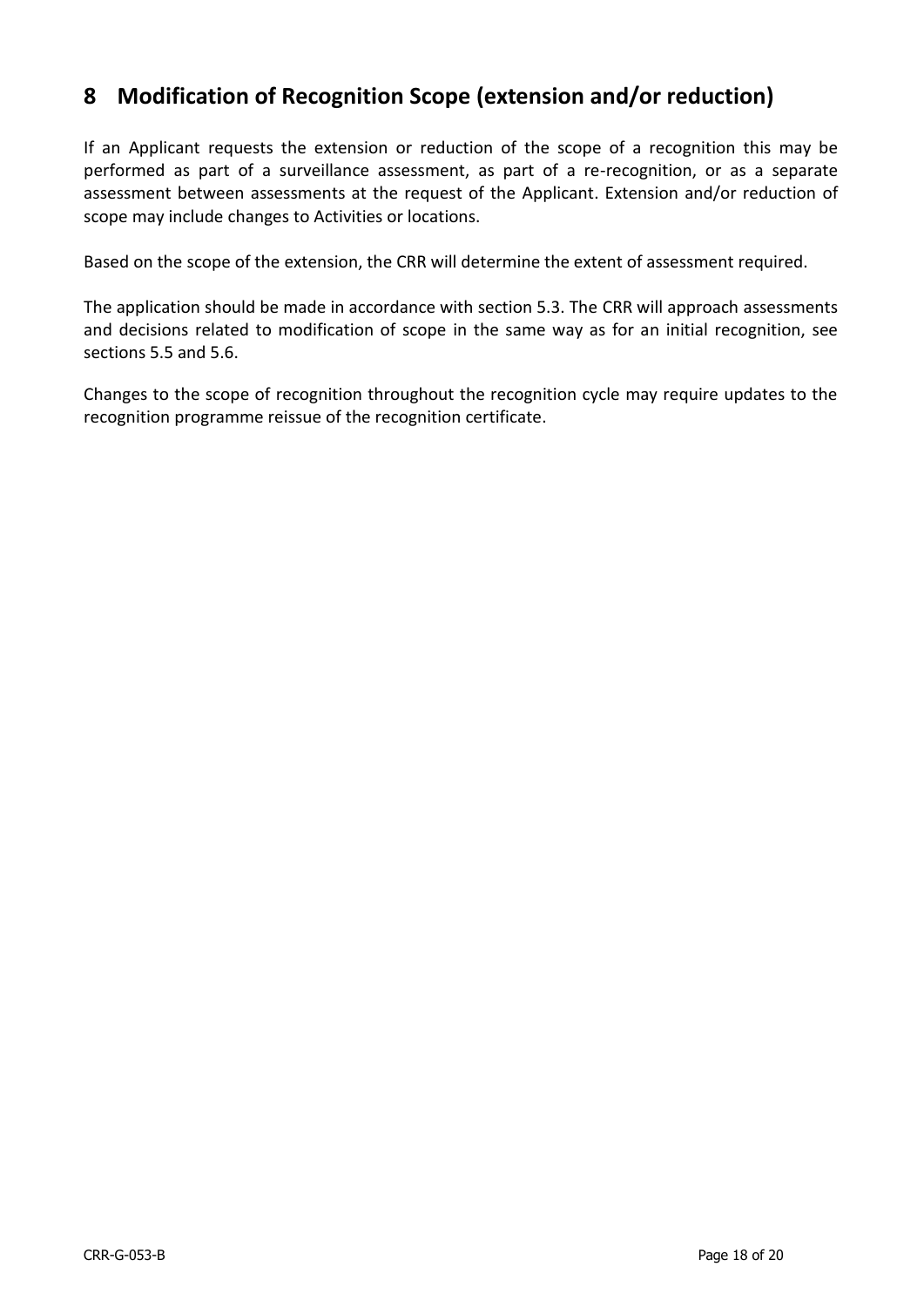# 8 Modification of Recognition Scope (extension and/or reduction)

If an Applicant requests the extension or reduction of the scope of a recognition this may be performed as part of a surveillance assessment, as part of a re-recognition, or as a separate assessment between assessments at the request of the Applicant. Extension and/or reduction of scope may include changes to Activities or locations.

Based on the scope of the extension, the CRR will determine the extent of assessment required.

The application should be made in accordance with section 5.3. The CRR will approach assessments and decisions related to modification of scope in the same way as for an initial recognition, see sections 5.5 and 5.6.

Changes to the scope of recognition throughout the recognition cycle may require updates to the recognition programme reissue of the recognition certificate.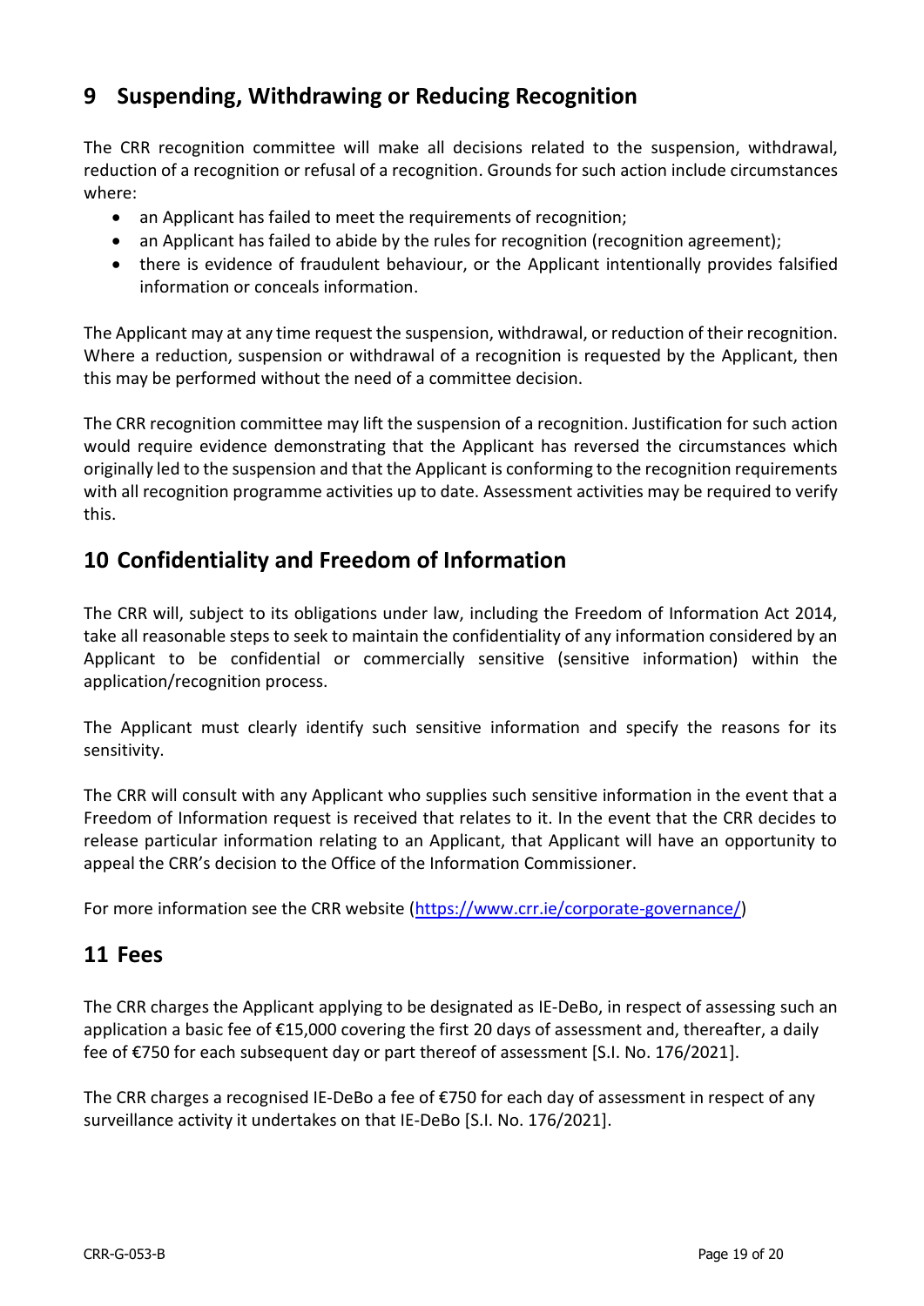## 9 Suspending, Withdrawing or Reducing Recognition

The CRR recognition committee will make all decisions related to the suspension, withdrawal, reduction of a recognition or refusal of a recognition. Grounds for such action include circumstances where:

- an Applicant has failed to meet the requirements of recognition;
- an Applicant has failed to abide by the rules for recognition (recognition agreement);
- there is evidence of fraudulent behaviour, or the Applicant intentionally provides falsified information or conceals information.

The Applicant may at any time request the suspension, withdrawal, or reduction of their recognition. Where a reduction, suspension or withdrawal of a recognition is requested by the Applicant, then this may be performed without the need of a committee decision.

The CRR recognition committee may lift the suspension of a recognition. Justification for such action would require evidence demonstrating that the Applicant has reversed the circumstances which originally led to the suspension and that the Applicant is conforming to the recognition requirements with all recognition programme activities up to date. Assessment activities may be required to verify this.

## 10 Confidentiality and Freedom of Information

The CRR will, subject to its obligations under law, including the Freedom of Information Act 2014, take all reasonable steps to seek to maintain the confidentiality of any information considered by an Applicant to be confidential or commercially sensitive (sensitive information) within the application/recognition process.

The Applicant must clearly identify such sensitive information and specify the reasons for its sensitivity.

The CRR will consult with any Applicant who supplies such sensitive information in the event that a Freedom of Information request is received that relates to it. In the event that the CRR decides to release particular information relating to an Applicant, that Applicant will have an opportunity to appeal the CRR's decision to the Office of the Information Commissioner.

For more information see the CRR website (https://www.crr.ie/corporate-governance/)

## 11 Fees

The CRR charges the Applicant applying to be designated as IE-DeBo, in respect of assessing such an application a basic fee of €15,000 covering the first 20 days of assessment and, thereafter, a daily fee of €750 for each subsequent day or part thereof of assessment [S.I. No. 176/2021].

The CRR charges a recognised IE-DeBo a fee of €750 for each day of assessment in respect of any surveillance activity it undertakes on that IE-DeBo [S.I. No. 176/2021].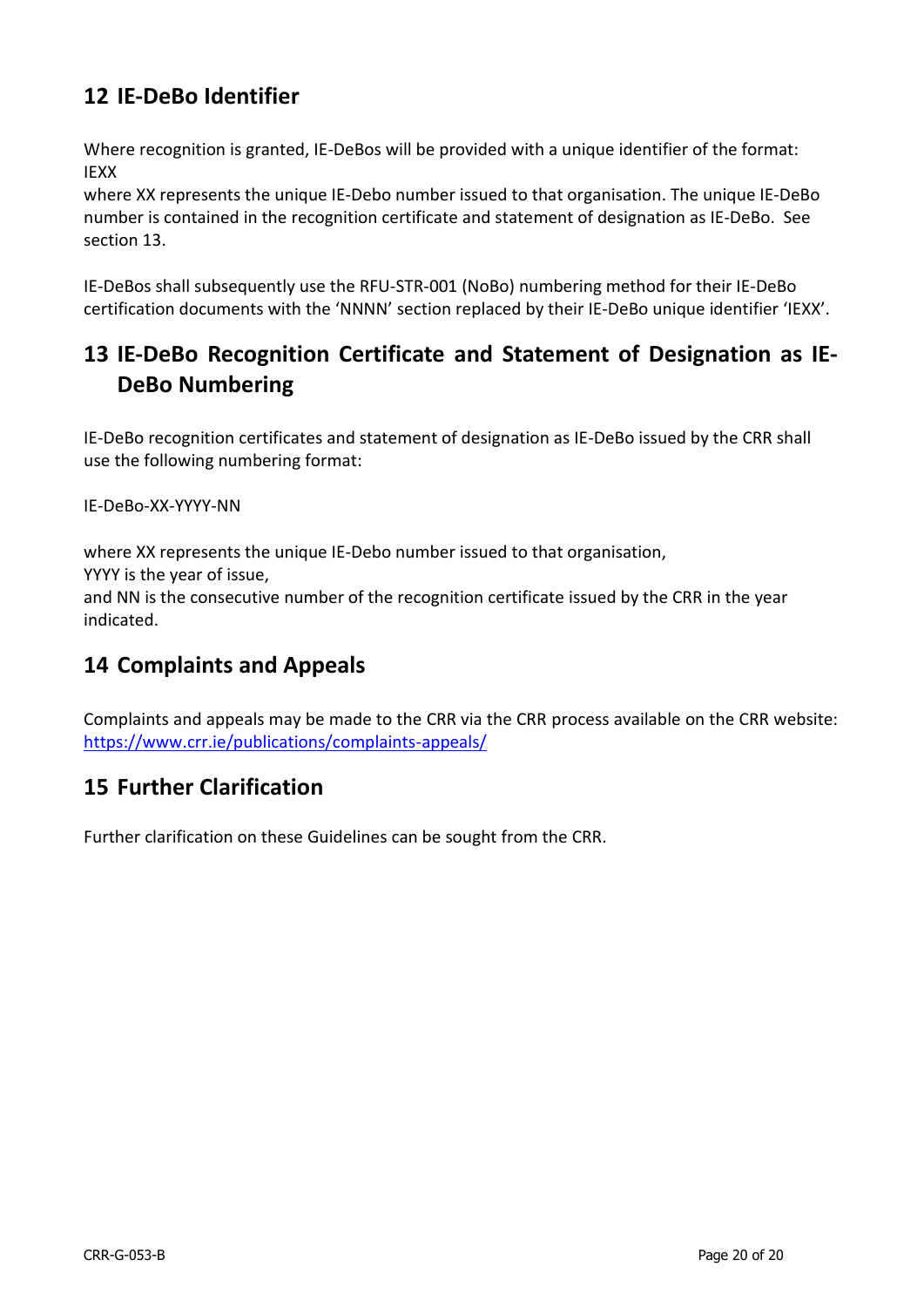## 12 IE-DeBo Identifier

Where recognition is granted, IE-DeBos will be provided with a unique identifier of the format:
IEXX
where XX represents the unique IE-Debo number issued to that organisation. The unique IE-DeBo number is contained in the recognition certificate and statement of designation as IE-DeBo. See section 13.

IE-DeBos shall subsequently use the RFU-STR-001 (NoBo) numbering method for their IE-DeBo certification documents with the 'NNNN' section replaced by their IE-DeBo unique identifier 'IEXX'.

## 13 IE-DeBo Recognition Certificate and Statement of Designation as IE-DeBo Numbering

IE-DeBo recognition certificates and statement of designation as IE-DeBo issued by the CRR shall use the following numbering format:

IE-DeBo-XX-YYYY-NN

where XX represents the unique IE-Debo number issued to that organisation,
YYYY is the year of issue,
and NN is the consecutive number of the recognition certificate issued by the CRR in the year indicated.

## 14 Complaints and Appeals

Complaints and appeals may be made to the CRR via the CRR process available on the CRR website: https://www.crr.ie/publications/complaints-appeals/

## 15 Further Clarification

Further clarification on these Guidelines can be sought from the CRR.